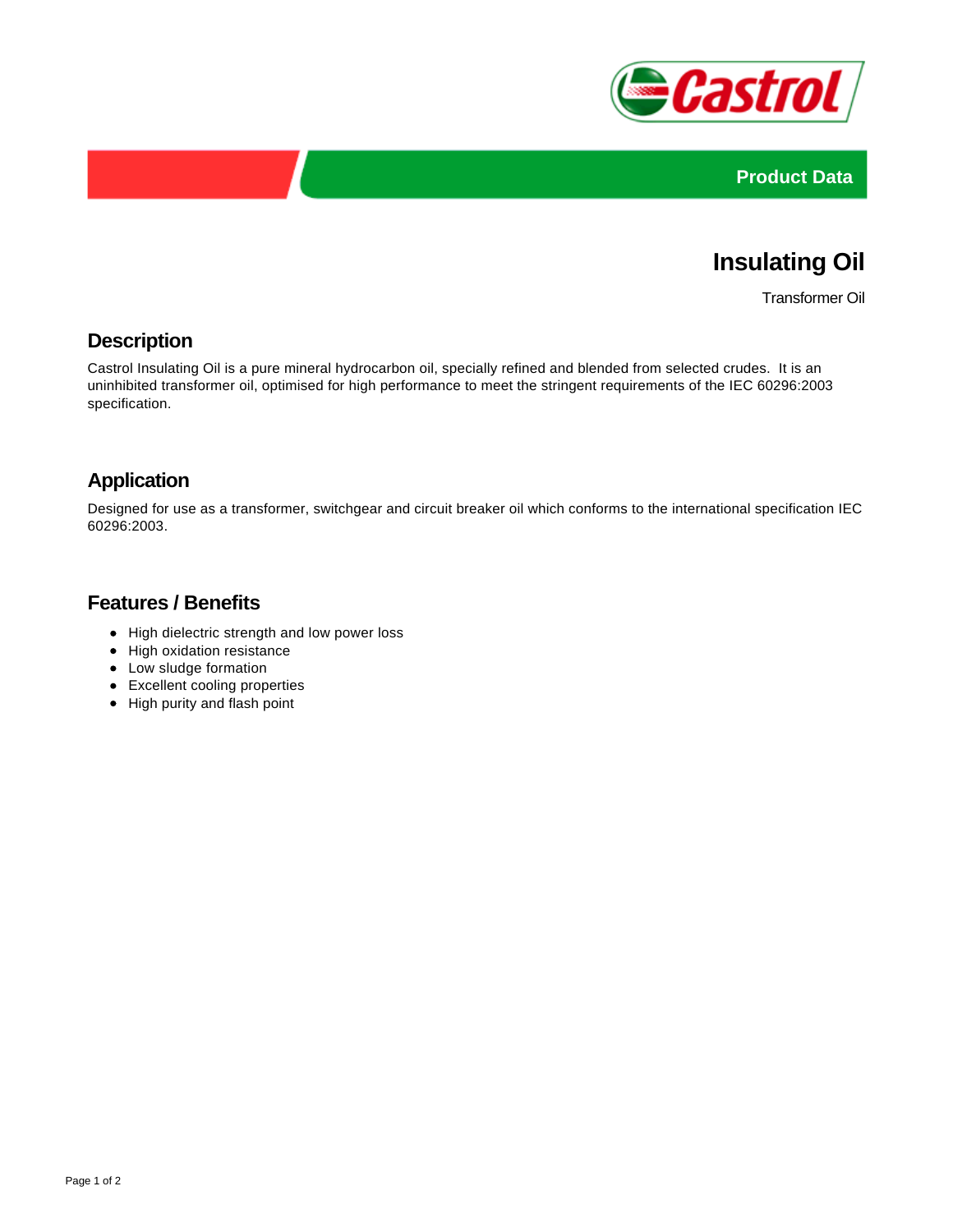Product Data

# Insulating Oil

Transformer Oil

## Description

Castrol Insulating Oil is a pure mineral hydrocarbon oil, specially refined and blended from selected crudes. It is an uninhibited transformer oil, optimised for high performance to meet the stringent requirements of the IEC 60296:2003 specification.

## Application

Designed for use as a transformer, switchgear and circuit breaker oil which conforms to the international specification IEC 60296:2003.

## Features / Benefits

- High dielectric strength and low power loss
- High oxidation resistance
- Low sludge formation
- Excellent cooling properties
- High purity and flash point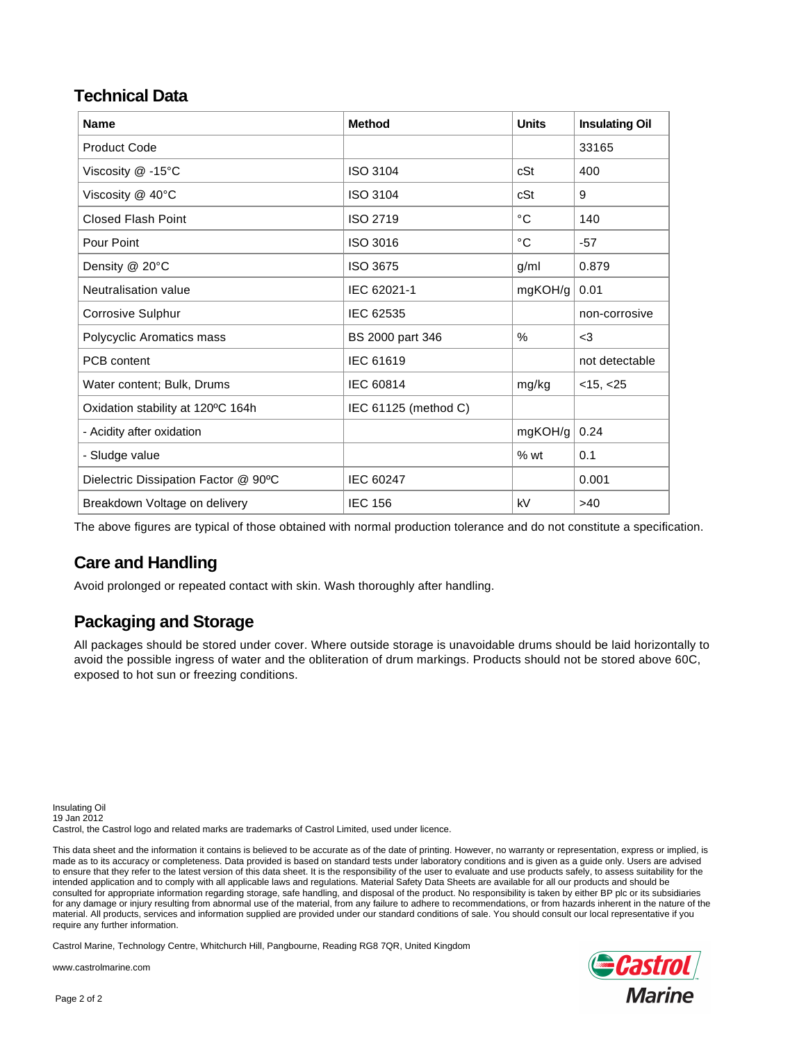## Technical Data

| Name | Method | Units | Insulating Oil |
|---|---|---|---|
| Product Code | | | 33165 |
| Viscosity @ -15°C | ISO 3104 | cSt | 400 |
| Viscosity @ 40°C | ISO 3104 | cSt | 9 |
| Closed Flash Point | ISO 2719 | °C | 140 |
| Pour Point | ISO 3016 | °C | -57 |
| Density @ 20°C | ISO 3675 | g/ml | 0.879 |
| Neutralisation value | IEC 62021-1 | mgKOH/g | 0.01 |
| Corrosive Sulphur | IEC 62535 | | non-corrosive |
| Polycyclic Aromatics mass | BS 2000 part 346 | % | <3 |
| PCB content | IEC 61619 | | not detectable |
| Water content; Bulk, Drums | IEC 60814 | mg/kg | <15, <25 |
| Oxidation stability at 120ºC 164h | IEC 61125 (method C) | | |
| - Acidity after oxidation | | mgKOH/g | 0.24 |
| - Sludge value | | % wt | 0.1 |
| Dielectric Dissipation Factor @ 90ºC | IEC 60247 | | 0.001 |
| Breakdown Voltage on delivery | IEC 156 | kV | >40 |

The above figures are typical of those obtained with normal production tolerance and do not constitute a specification.

## Care and Handling

Avoid prolonged or repeated contact with skin. Wash thoroughly after handling.

## Packaging and Storage

All packages should be stored under cover. Where outside storage is unavoidable drums should be laid horizontally to avoid the possible ingress of water and the obliteration of drum markings. Products should not be stored above 60C, exposed to hot sun or freezing conditions.

Insulating Oil
19 Jan 2012
Castrol, the Castrol logo and related marks are trademarks of Castrol Limited, used under licence.

This data sheet and the information it contains is believed to be accurate as of the date of printing. However, no warranty or representation, express or implied, is made as to its accuracy or completeness. Data provided is based on standard tests under laboratory conditions and is given as a guide only. Users are advised to ensure that they refer to the latest version of this data sheet. It is the responsibility of the user to evaluate and use products safely, to assess suitability for the intended application and to comply with all applicable laws and regulations. Material Safety Data Sheets are available for all our products and should be consulted for appropriate information regarding storage, safe handling, and disposal of the product. No responsibility is taken by either BP plc or its subsidiaries for any damage or injury resulting from abnormal use of the material, from any failure to adhere to recommendations, or from hazards inherent in the nature of the material. All products, services and information supplied are provided under our standard conditions of sale. You should consult our local representative if you require any further information.

Castrol Marine, Technology Centre, Whitchurch Hill, Pangbourne, Reading RG8 7QR, United Kingdom

www.castrolmarine.com